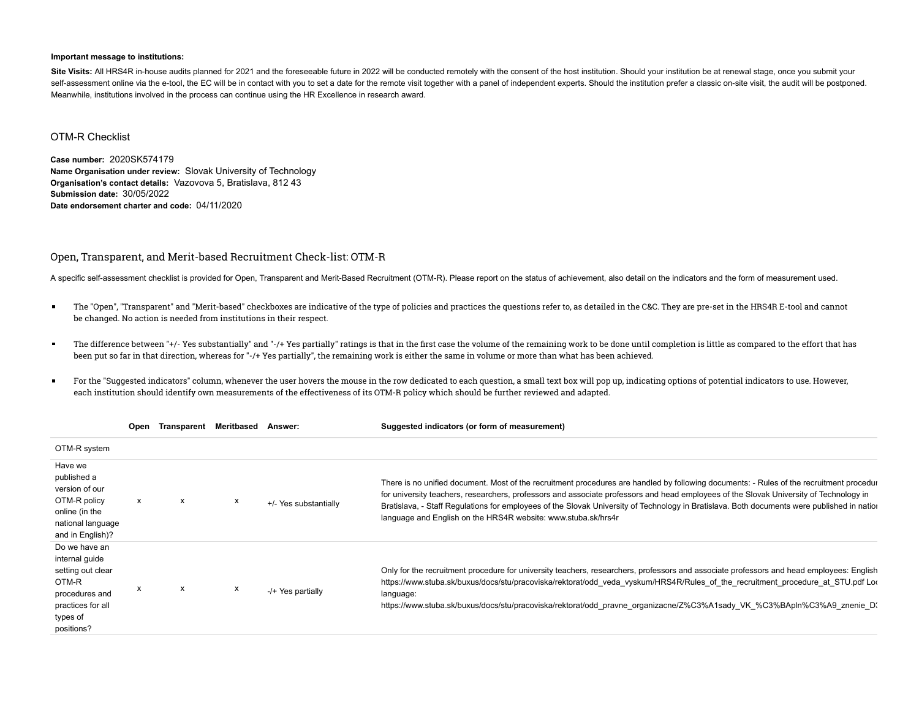**Important message to institutions:**

**Site Visits:** All HRS4R in-house audits planned for 2021 and the foreseeable future in 2022 will be conducted remotely with the consent of the host institution. Should your institution be at renewal stage, once you submit your self-assessment online via the e-tool, the EC will be in contact with you to set a date for the remote visit together with a panel of independent experts. Should the institution prefer a classic on-site visit, the audit will be postponed. Meanwhile, institutions involved in the process can continue using the HR Excellence in research award.

## OTM-R Checklist

**Case number:** 2020SK574179
**Name Organisation under review:** Slovak University of Technology
**Organisation's contact details:** Vazovova 5, Bratislava, 812 43
**Submission date:** 30/05/2022
**Date endorsement charter and code:** 04/11/2020

## Open, Transparent, and Merit-based Recruitment Check-list: OTM-R

A specific self-assessment checklist is provided for Open, Transparent and Merit-Based Recruitment (OTM-R). Please report on the status of achievement, also detail on the indicators and the form of measurement used.

- The "Open", "Transparent" and "Merit-based" checkboxes are indicative of the type of policies and practices the questions refer to, as detailed in the C&C. They are pre-set in the HRS4R E-tool and cannot be changed. No action is needed from institutions in their respect.
- The difference between "+/- Yes substantially" and "-/+ Yes partially" ratings is that in the first case the volume of the remaining work to be done until completion is little as compared to the effort that has been put so far in that direction, whereas for "-/+ Yes partially", the remaining work is either the same in volume or more than what has been achieved.
- For the "Suggested indicators" column, whenever the user hovers the mouse in the row dedicated to each question, a small text box will pop up, indicating options of potential indicators to use. However, each institution should identify own measurements of the effectiveness of its OTM-R policy which should be further reviewed and adapted.

| | Open | Transparent | Meritbased | Answer: | Suggested indicators (or form of measurement) |
|---|---|---|---|---|---|
| OTM-R system | | | | | |
| Have we published a version of our OTM-R policy online (in the national language and in English)? | x | x | x | +/- Yes substantially | There is no unified document. Most of the recruitment procedures are handled by following documents: - Rules of the recruitment procedur for university teachers, researchers, professors and associate professors and head employees of the Slovak University of Technology in Bratislava, - Staff Regulations for employees of the Slovak University of Technology in Bratislava. Both documents were published in natior language and English on the HRS4R website: www.stuba.sk/hrs4r |
| Do we have an internal guide setting out clear OTM-R procedures and practices for all types of positions? | x | x | x | -/+ Yes partially | Only for the recruitment procedure for university teachers, researchers, professors and associate professors and head employees: English https://www.stuba.sk/buxus/docs/stu/pracoviska/rektorat/odd_veda_vyskum/HRS4R/Rules_of_the_recruitment_procedure_at_STU.pdf Loc language: https://www.stuba.sk/buxus/docs/stu/pracoviska/rektorat/odd_pravne_organizacne/Z%C3%A1sady_VK_%C3%BApln%C3%A9_znenie_D |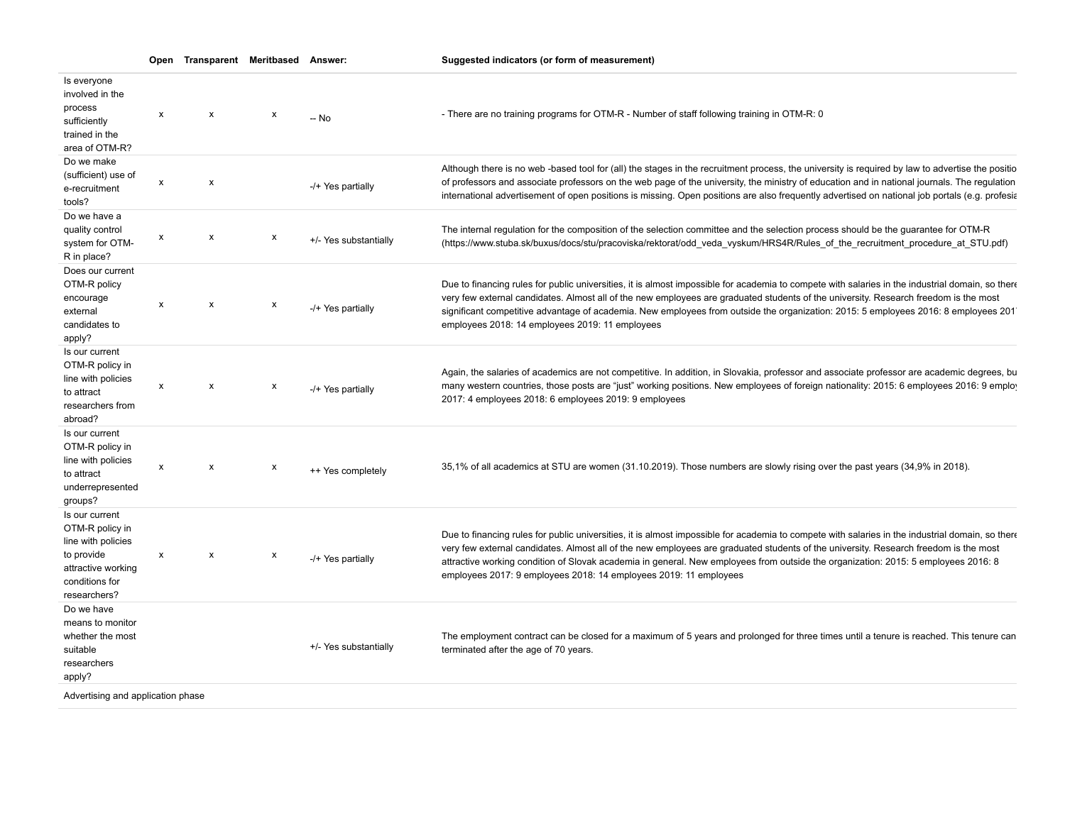| | Open | Transparent | Meritbased | Answer: | Suggested indicators (or form of measurement) |
|---|---|---|---|---|---|
| Is everyone involved in the process sufficiently trained in the area of OTM-R? | x | x | x | -- No | - There are no training programs for OTM-R - Number of staff following training in OTM-R: 0 |
| Do we make (sufficient) use of e-recruitment tools? | x | x | | -/+ Yes partially | Although there is no web -based tool for (all) the stages in the recruitment process, the university is required by law to advertise the positio of professors and associate professors on the web page of the university, the ministry of education and in national journals. The regulation international advertisement of open positions is missing. Open positions are also frequently advertised on national job portals (e.g. profesia |
| Do we have a quality control system for OTM-R in place? | x | x | x | +/- Yes substantially | The internal regulation for the composition of the selection committee and the selection process should be the guarantee for OTM-R (https://www.stuba.sk/buxus/docs/stu/pracoviska/rektorat/odd_veda_vyskum/HRS4R/Rules_of_the_recruitment_procedure_at_STU.pdf) |
| Does our current OTM-R policy encourage external candidates to apply? | x | x | x | -/+ Yes partially | Due to financing rules for public universities, it is almost impossible for academia to compete with salaries in the industrial domain, so there very few external candidates. Almost all of the new employees are graduated students of the university. Research freedom is the most significant competitive advantage of academia. New employees from outside the organization: 2015: 5 employees 2016: 8 employees 201 employees 2018: 14 employees 2019: 11 employees |
| Is our current OTM-R policy in line with policies to attract researchers from abroad? | x | x | x | -/+ Yes partially | Again, the salaries of academics are not competitive. In addition, in Slovakia, professor and associate professor are academic degrees, bu many western countries, those posts are "just" working positions. New employees of foreign nationality: 2015: 6 employees 2016: 9 emplo 2017: 4 employees 2018: 6 employees 2019: 9 employees |
| Is our current OTM-R policy in line with policies to attract underrepresented groups? | x | x | x | ++ Yes completely | 35,1% of all academics at STU are women (31.10.2019). Those numbers are slowly rising over the past years (34,9% in 2018). |
| Is our current OTM-R policy in line with policies to provide attractive working conditions for researchers? | x | x | x | -/+ Yes partially | Due to financing rules for public universities, it is almost impossible for academia to compete with salaries in the industrial domain, so there very few external candidates. Almost all of the new employees are graduated students of the university. Research freedom is the most attractive working condition of Slovak academia in general. New employees from outside the organization: 2015: 5 employees 2016: 8 employees 2017: 9 employees 2018: 14 employees 2019: 11 employees |
| Do we have means to monitor whether the most suitable researchers apply? | | | | +/- Yes substantially | The employment contract can be closed for a maximum of 5 years and prolonged for three times until a tenure is reached. This tenure can terminated after the age of 70 years. |
| Advertising and application phase | | | | | |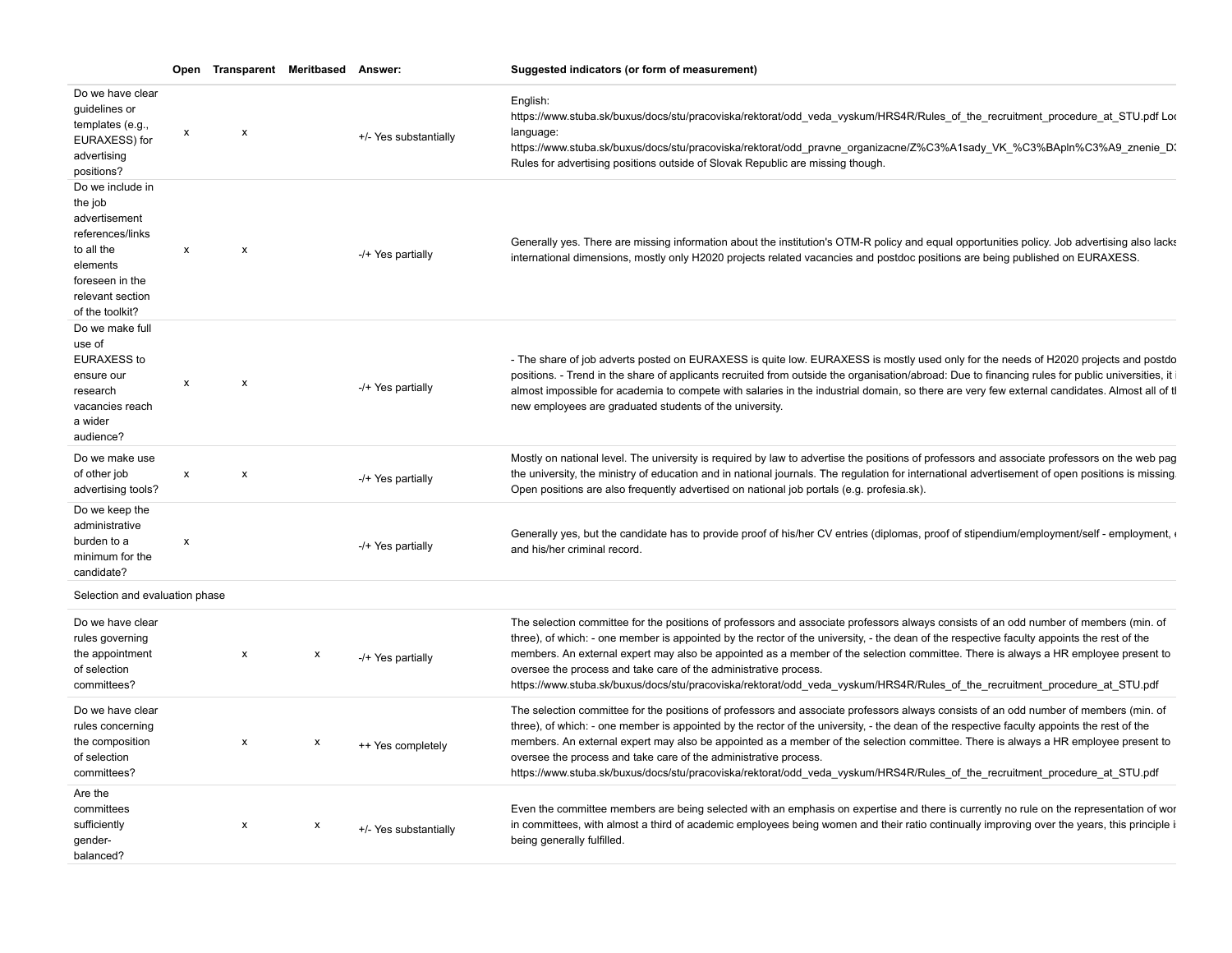| | Open | Transparent | Meritbased | Answer: | Suggested indicators (or form of measurement) |
|---|---|---|---|---|---|
| Do we have clear guidelines or templates (e.g., EURAXESS) for advertising positions? | x | x | | +/- Yes substantially | English: https://www.stuba.sk/buxus/docs/stu/pracoviska/rektorat/odd_veda_vyskum/HRS4R/Rules_of_the_recruitment_procedure_at_STU.pdf Loc language: https://www.stuba.sk/buxus/docs/stu/pracoviska/rektorat/odd_pravne_organizacne/Z%C3%A1sady_VK_%C3%BApln%C3%A9_znenie_D3 Rules for advertising positions outside of Slovak Republic are missing though. |
| Do we include in the job advertisement references/links to all the elements foreseen in the relevant section of the toolkit? | x | x | | -/+ Yes partially | Generally yes. There are missing information about the institution's OTM-R policy and equal opportunities policy. Job advertising also lacks international dimensions, mostly only H2020 projects related vacancies and postdoc positions are being published on EURAXESS. |
| Do we make full use of EURAXESS to ensure our research vacancies reach a wider audience? | x | x | | -/+ Yes partially | - The share of job adverts posted on EURAXESS is quite low. EURAXESS is mostly used only for the needs of H2020 projects and postdo positions. - Trend in the share of applicants recruited from outside the organisation/abroad: Due to financing rules for public universities, it i almost impossible for academia to compete with salaries in the industrial domain, so there are very few external candidates. Almost all of t new employees are graduated students of the university. |
| Do we make use of other job advertising tools? | x | x | | -/+ Yes partially | Mostly on national level. The university is required by law to advertise the positions of professors and associate professors on the web pag the university, the ministry of education and in national journals. The regulation for international advertisement of open positions is missing. Open positions are also frequently advertised on national job portals (e.g. profesia.sk). |
| Do we keep the administrative burden to a minimum for the candidate? | x | | | -/+ Yes partially | Generally yes, but the candidate has to provide proof of his/her CV entries (diplomas, proof of stipendium/employment/self - employment, e and his/her criminal record. |
| Selection and evaluation phase | | | | | |
| Do we have clear rules governing the appointment of selection committees? | | x | x | -/+ Yes partially | The selection committee for the positions of professors and associate professors always consists of an odd number of members (min. of three), of which: - one member is appointed by the rector of the university, - the dean of the respective faculty appoints the rest of the members. An external expert may also be appointed as a member of the selection committee. There is always a HR employee present to oversee the process and take care of the administrative process. https://www.stuba.sk/buxus/docs/stu/pracoviska/rektorat/odd_veda_vyskum/HRS4R/Rules_of_the_recruitment_procedure_at_STU.pdf |
| Do we have clear rules concerning the composition of selection committees? | | x | x | ++ Yes completely | The selection committee for the positions of professors and associate professors always consists of an odd number of members (min. of three), of which: - one member is appointed by the rector of the university, - the dean of the respective faculty appoints the rest of the members. An external expert may also be appointed as a member of the selection committee. There is always a HR employee present to oversee the process and take care of the administrative process. https://www.stuba.sk/buxus/docs/stu/pracoviska/rektorat/odd_veda_vyskum/HRS4R/Rules_of_the_recruitment_procedure_at_STU.pdf |
| Are the committees sufficiently gender-balanced? | | x | x | +/- Yes substantially | Even the committee members are being selected with an emphasis on expertise and there is currently no rule on the representation of wor in committees, with almost a third of academic employees being women and their ratio continually improving over the years, this principle i being generally fulfilled. |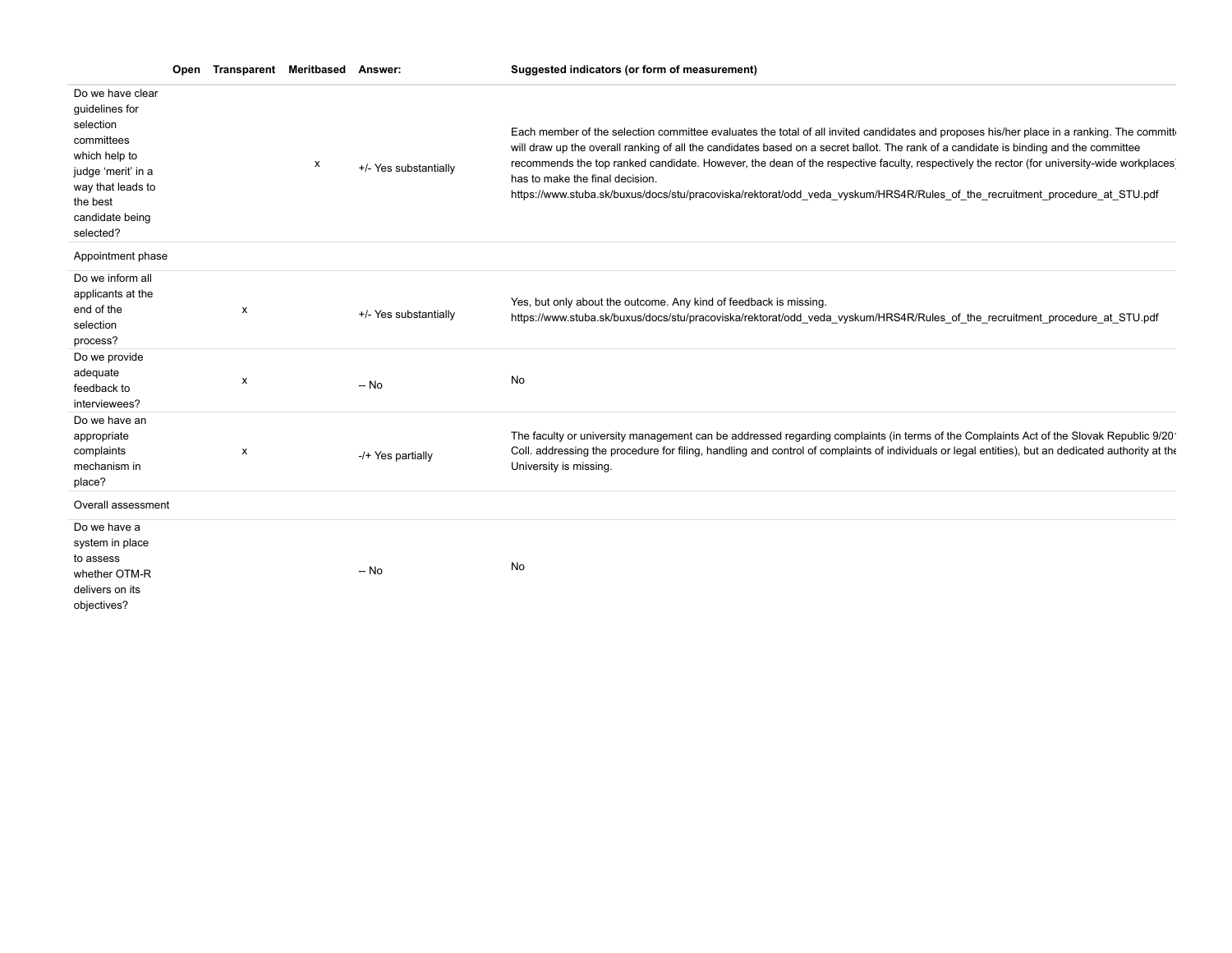| | Open | Transparent | Meritbased | Answer: | Suggested indicators (or form of measurement) |
|---|---|---|---|---|---|
| Do we have clear guidelines for selection committees which help to judge 'merit' in a way that leads to the best candidate being selected? | | | x | +/- Yes substantially | Each member of the selection committee evaluates the total of all invited candidates and proposes his/her place in a ranking. The committe will draw up the overall ranking of all the candidates based on a secret ballot. The rank of a candidate is binding and the committee recommends the top ranked candidate. However, the dean of the respective faculty, respectively the rector (for university-wide workplaces) has to make the final decision. https://www.stuba.sk/buxus/docs/stu/pracoviska/rektorat/odd_veda_vyskum/HRS4R/Rules_of_the_recruitment_procedure_at_STU.pdf |
| Appointment phase | | | | | |
| Do we inform all applicants at the end of the selection process? | | x | | +/- Yes substantially | Yes, but only about the outcome. Any kind of feedback is missing. https://www.stuba.sk/buxus/docs/stu/pracoviska/rektorat/odd_veda_vyskum/HRS4R/Rules_of_the_recruitment_procedure_at_STU.pdf |
| Do we provide adequate feedback to interviewees? | | x | | -- No | No |
| Do we have an appropriate complaints mechanism in place? | | x | | -/+ Yes partially | The faculty or university management can be addressed regarding complaints (in terms of the Complaints Act of the Slovak Republic 9/20 Coll. addressing the procedure for filing, handling and control of complaints of individuals or legal entities), but an dedicated authority at the University is missing. |
| Overall assessment | | | | | |
| Do we have a system in place to assess whether OTM-R delivers on its objectives? | | | | -- No | No |